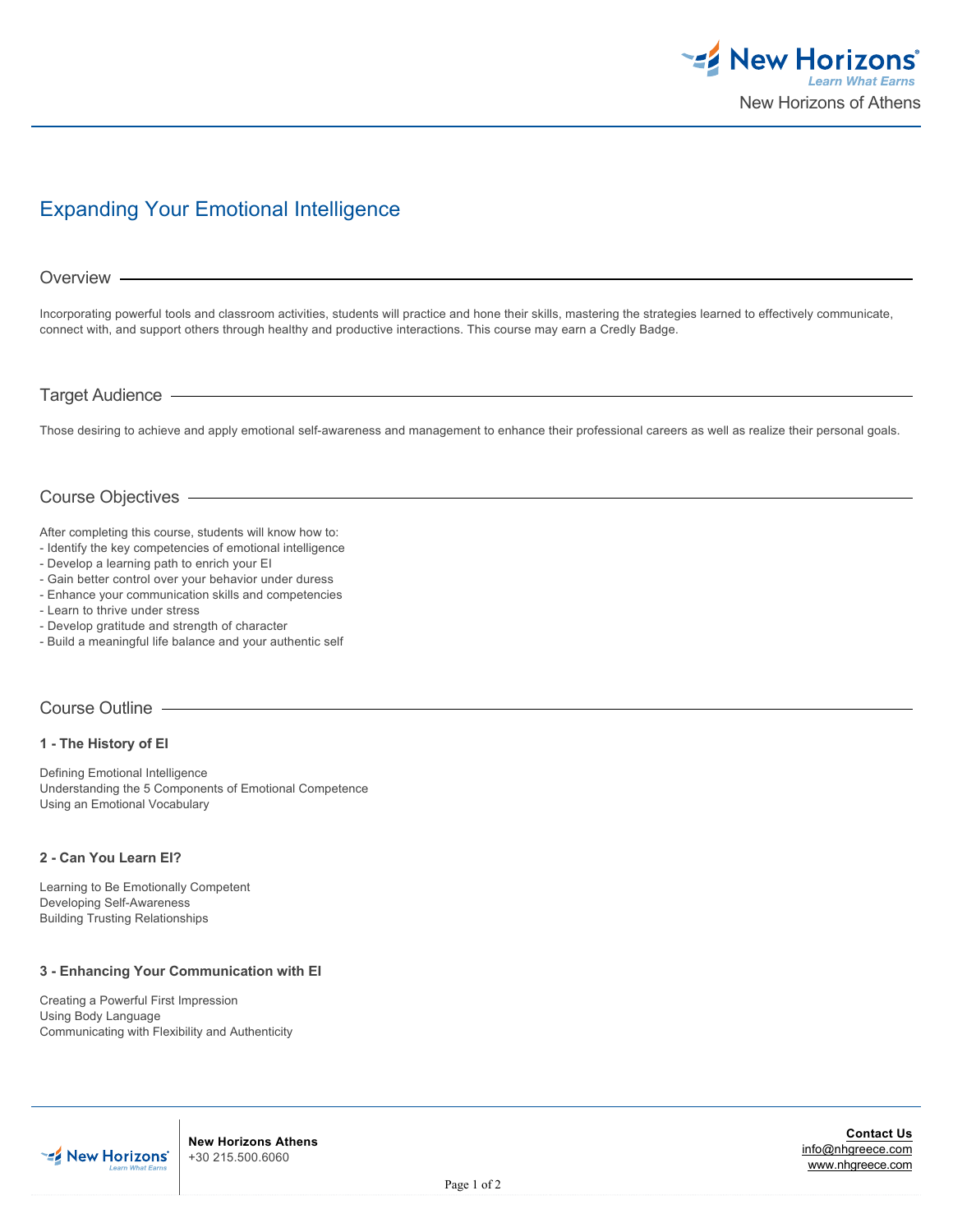# Expanding Your Emotional Intelligence

## Overview

Incorporating powerful tools and classroom activities, students will practice and hone their skills, mastering the strategies learned to effectively communicate, connect with, and support others through healthy and productive interactions. This course may earn a Credly Badge.

## Target Audience

Those desiring to achieve and apply emotional self-awareness and management to enhance their professional careers as well as realize their personal goals.

## Course Objectives

After completing this course, students will know how to:
- Identify the key competencies of emotional intelligence
- Develop a learning path to enrich your EI
- Gain better control over your behavior under duress
- Enhance your communication skills and competencies
- Learn to thrive under stress
- Develop gratitude and strength of character
- Build a meaningful life balance and your authentic self

## Course Outline

### 1 - The History of EI

Defining Emotional Intelligence
Understanding the 5 Components of Emotional Competence
Using an Emotional Vocabulary

### 2 - Can You Learn EI?

Learning to Be Emotionally Competent
Developing Self-Awareness
Building Trusting Relationships

### 3 - Enhancing Your Communication with EI

Creating a Powerful First Impression
Using Body Language
Communicating with Flexibility and Authenticity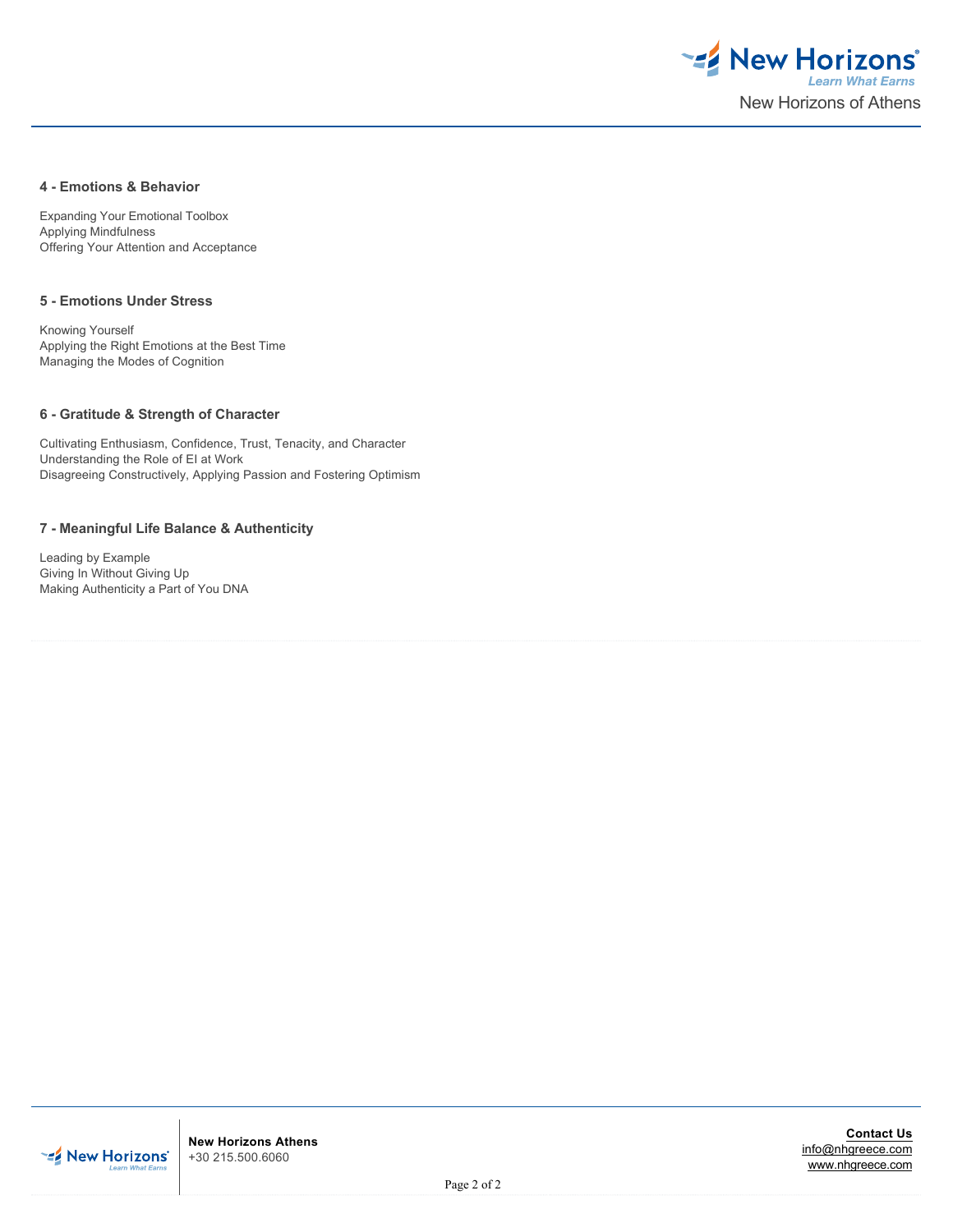### 4 - Emotions & Behavior

Expanding Your Emotional Toolbox
Applying Mindfulness
Offering Your Attention and Acceptance

### 5 - Emotions Under Stress

Knowing Yourself
Applying the Right Emotions at the Best Time
Managing the Modes of Cognition

### 6 - Gratitude & Strength of Character

Cultivating Enthusiasm, Confidence, Trust, Tenacity, and Character
Understanding the Role of EI at Work
Disagreeing Constructively, Applying Passion and Fostering Optimism

### 7 - Meaningful Life Balance & Authenticity

Leading by Example
Giving In Without Giving Up
Making Authenticity a Part of You DNA